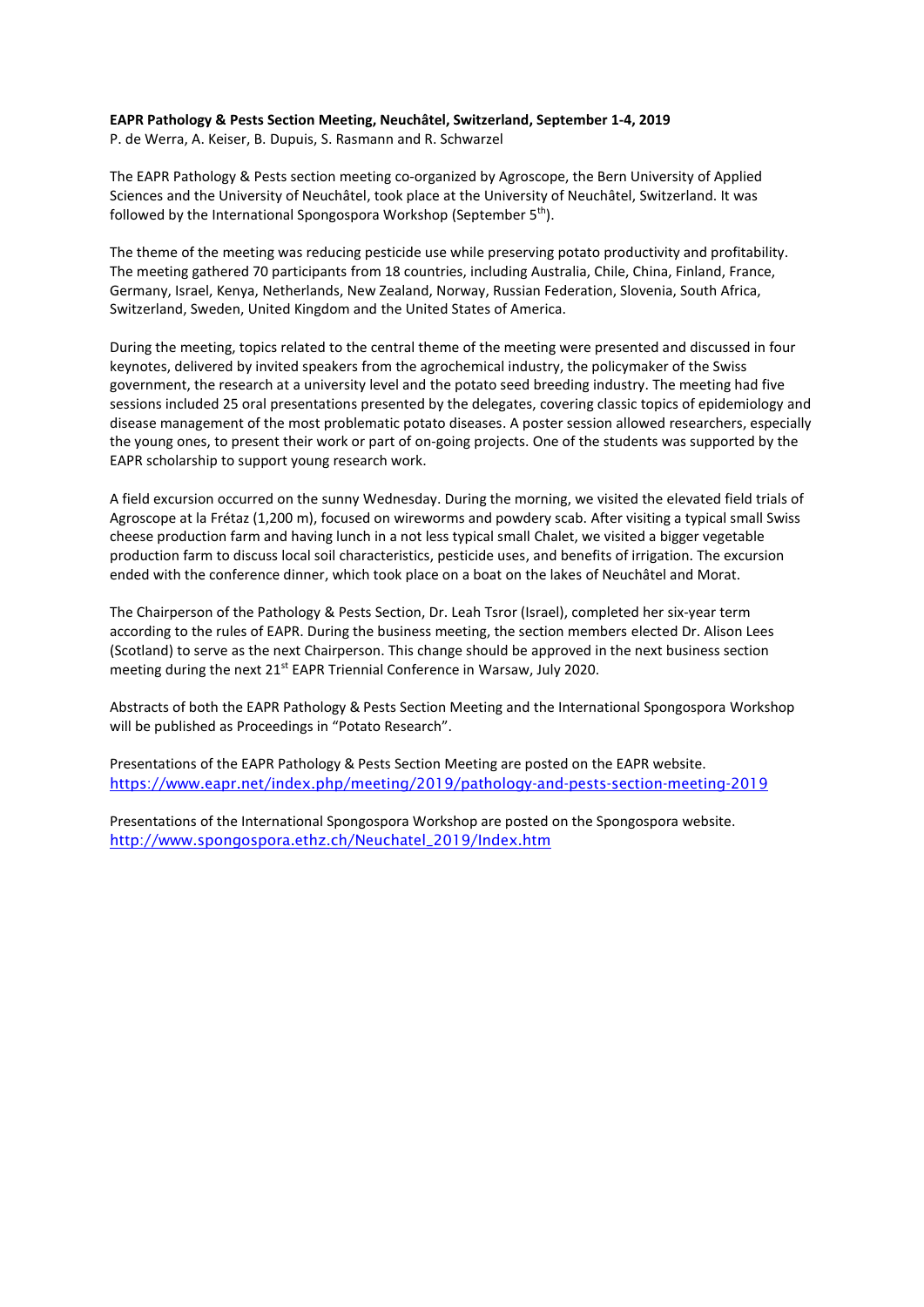**EAPR Pathology & Pests Section Meeting, Neuchâtel, Switzerland, September 1-4, 2019**

P. de Werra, A. Keiser, B. Dupuis, S. Rasmann and R. Schwarzel

The EAPR Pathology & Pests section meeting co-organized by Agroscope, the Bern University of Applied Sciences and the University of Neuchâtel, took place at the University of Neuchâtel, Switzerland. It was followed by the International Spongospora Workshop (September 5$^{th}$).

The theme of the meeting was reducing pesticide use while preserving potato productivity and profitability. The meeting gathered 70 participants from 18 countries, including Australia, Chile, China, Finland, France, Germany, Israel, Kenya, Netherlands, New Zealand, Norway, Russian Federation, Slovenia, South Africa, Switzerland, Sweden, United Kingdom and the United States of America.

During the meeting, topics related to the central theme of the meeting were presented and discussed in four keynotes, delivered by invited speakers from the agrochemical industry, the policymaker of the Swiss government, the research at a university level and the potato seed breeding industry. The meeting had five sessions included 25 oral presentations presented by the delegates, covering classic topics of epidemiology and disease management of the most problematic potato diseases. A poster session allowed researchers, especially the young ones, to present their work or part of on-going projects. One of the students was supported by the EAPR scholarship to support young research work.

A field excursion occurred on the sunny Wednesday. During the morning, we visited the elevated field trials of Agroscope at la Frétaz (1,200 m), focused on wireworms and powdery scab. After visiting a typical small Swiss cheese production farm and having lunch in a not less typical small Chalet, we visited a bigger vegetable production farm to discuss local soil characteristics, pesticide uses, and benefits of irrigation. The excursion ended with the conference dinner, which took place on a boat on the lakes of Neuchâtel and Morat.

The Chairperson of the Pathology & Pests Section, Dr. Leah Tsror (Israel), completed her six-year term according to the rules of EAPR. During the business meeting, the section members elected Dr. Alison Lees (Scotland) to serve as the next Chairperson. This change should be approved in the next business section meeting during the next 21$^{st}$ EAPR Triennial Conference in Warsaw, July 2020.

Abstracts of both the EAPR Pathology & Pests Section Meeting and the International Spongospora Workshop will be published as Proceedings in "Potato Research".

Presentations of the EAPR Pathology & Pests Section Meeting are posted on the EAPR website.
https://www.eapr.net/index.php/meeting/2019/pathology-and-pests-section-meeting-2019

Presentations of the International Spongospora Workshop are posted on the Spongospora website.
http://www.spongospora.ethz.ch/Neuchatel_2019/Index.htm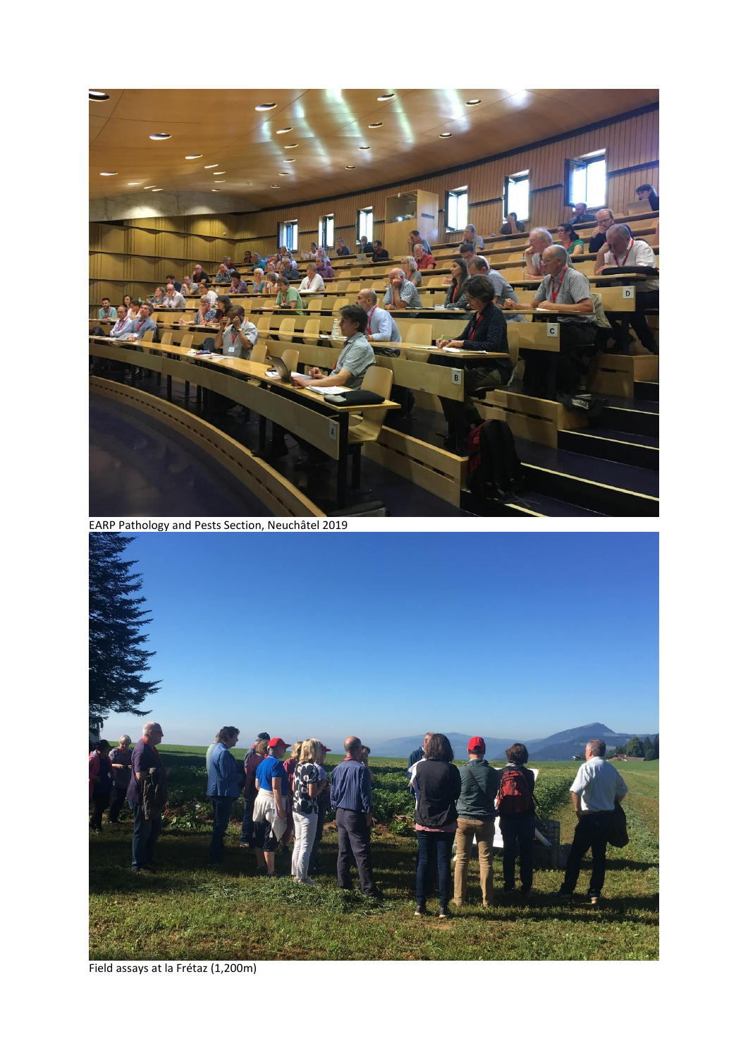EARP Pathology and Pests Section, Neuchâtel 2019

Field assays at la Frétaz (1,200m)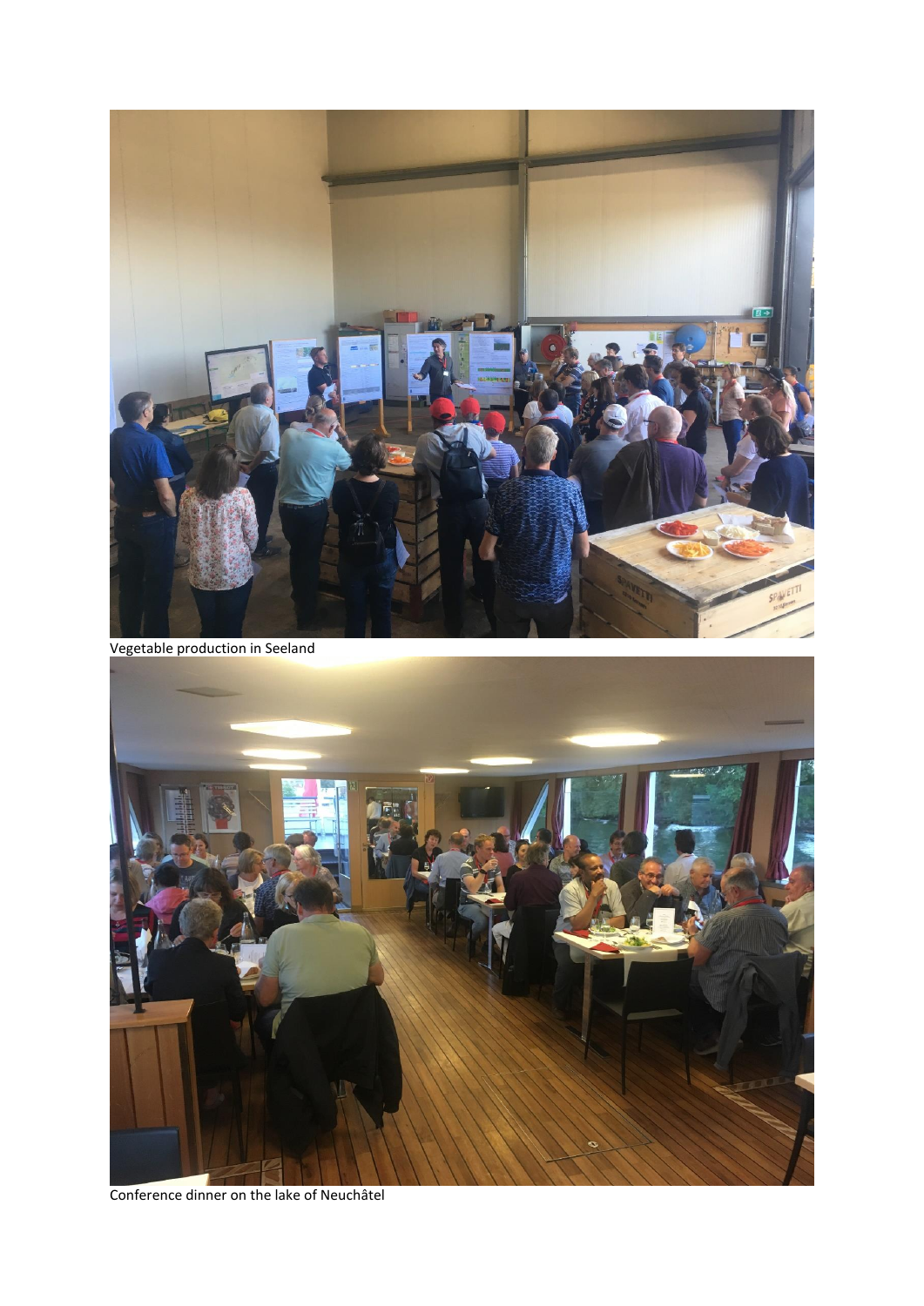Vegetable production in Seeland

Conference dinner on the lake of Neuchâtel